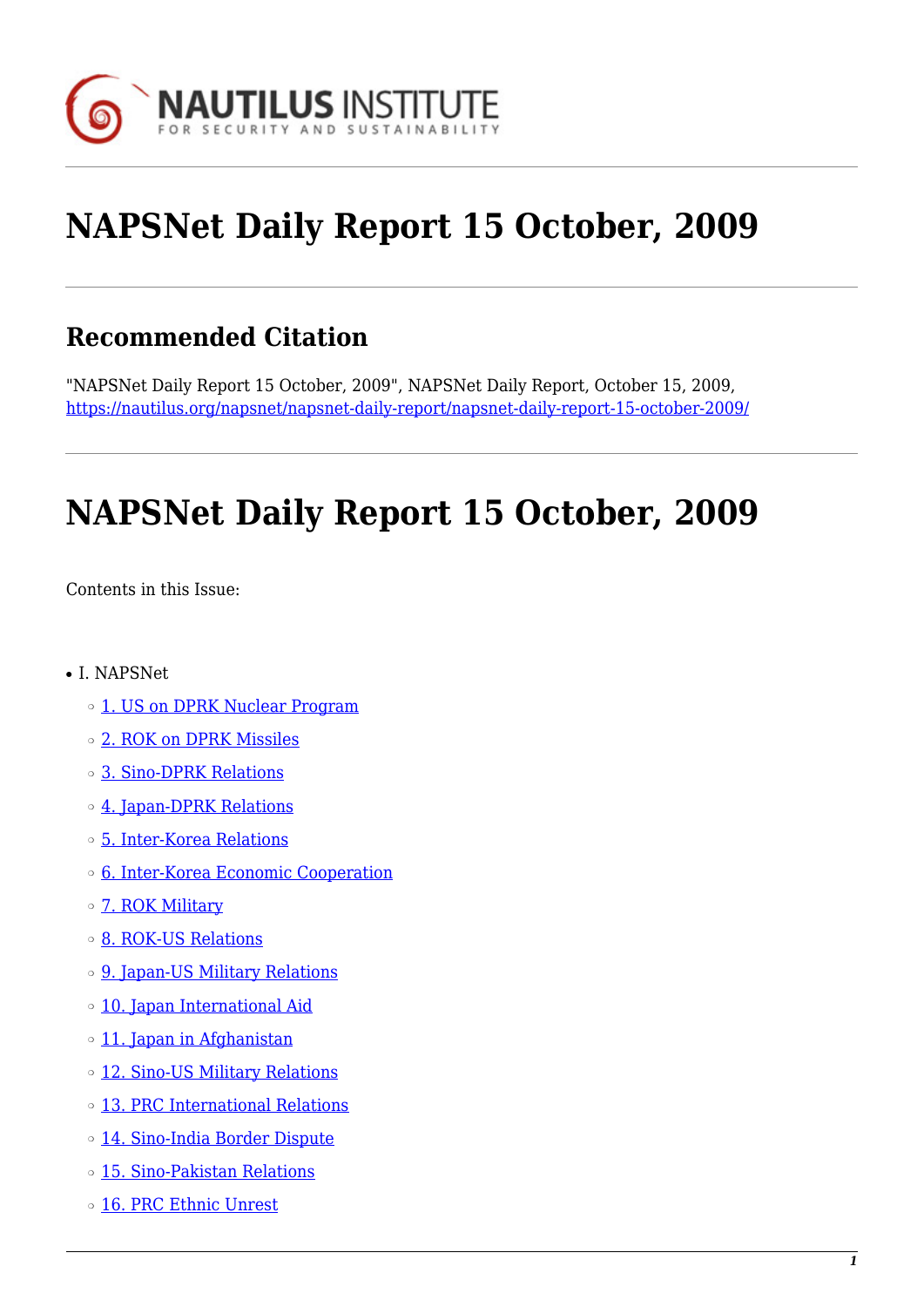# NAPSNet Daily Report 15 October, 2009

## Recommended Citation

"NAPSNet Daily Report 15 October, 2009", NAPSNet Daily Report, October 15, 2009, https://nautilus.org/napsnet/napsnet-daily-report/napsnet-daily-report-15-october-2009/

# NAPSNet Daily Report 15 October, 2009

Contents in this Issue:

- I. NAPSNet
  - 1. US on DPRK Nuclear Program
  - 2. ROK on DPRK Missiles
  - 3. Sino-DPRK Relations
  - 4. Japan-DPRK Relations
  - 5. Inter-Korea Relations
  - 6. Inter-Korea Economic Cooperation
  - 7. ROK Military
  - 8. ROK-US Relations
  - 9. Japan-US Military Relations
  - 10. Japan International Aid
  - 11. Japan in Afghanistan
  - 12. Sino-US Military Relations
  - 13. PRC International Relations
  - 14. Sino-India Border Dispute
  - 15. Sino-Pakistan Relations
  - 16. PRC Ethnic Unrest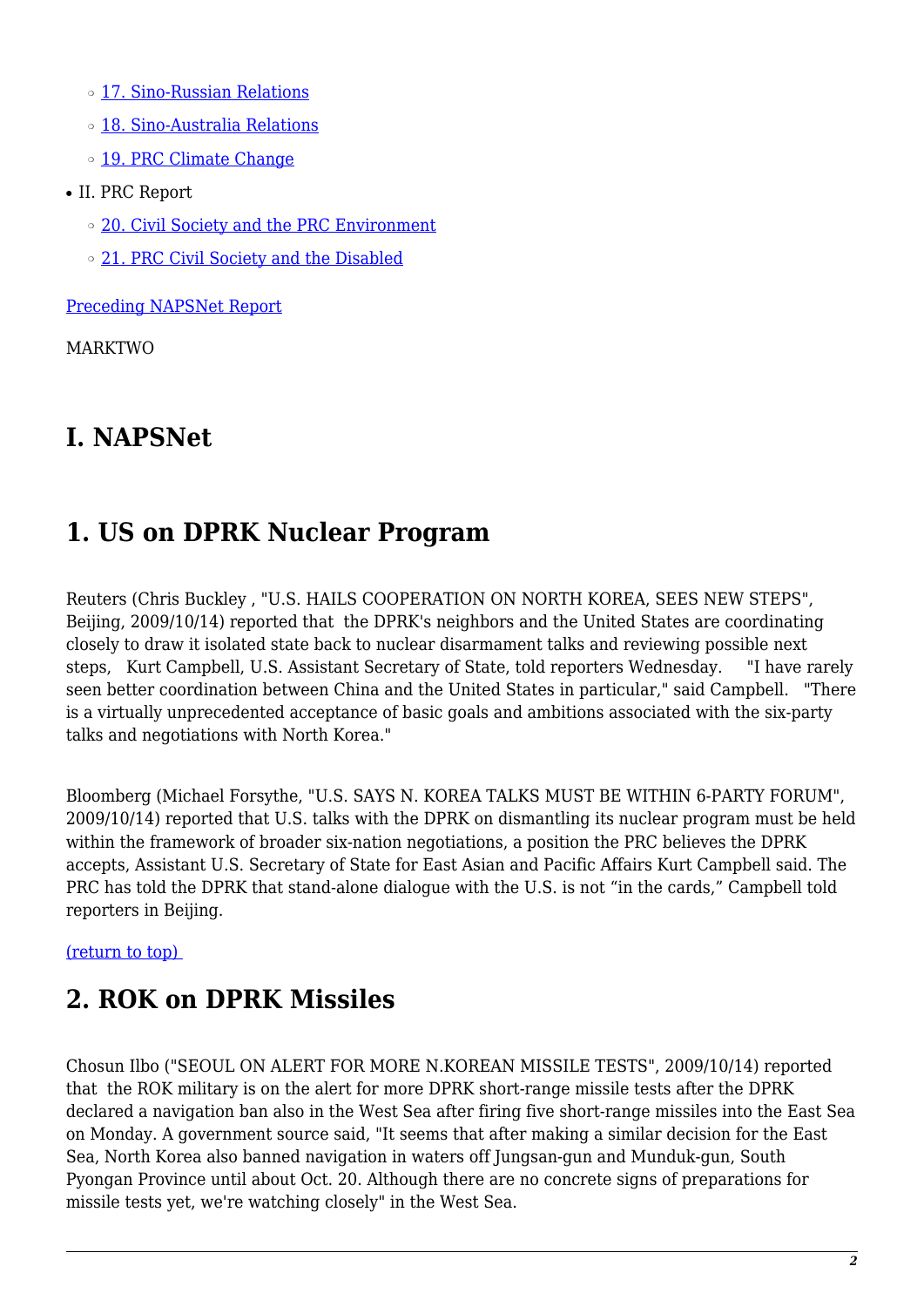- [17. Sino-Russian Relations](#)
   - [18. Sino-Australia Relations](#)
   - [19. PRC Climate Change](#)
- II. PRC Report
   - [20. Civil Society and the PRC Environment](#)
   - [21. PRC Civil Society and the Disabled](#)

[Preceding NAPSNet Report](#)

MARKTWO

# I. NAPSNet

## 1. US on DPRK Nuclear Program

Reuters (Chris Buckley , "U.S. HAILS COOPERATION ON NORTH KOREA, SEES NEW STEPS", Beijing, 2009/10/14) reported that the DPRK's neighbors and the United States are coordinating closely to draw it isolated state back to nuclear disarmament talks and reviewing possible next steps, Kurt Campbell, U.S. Assistant Secretary of State, told reporters Wednesday. "I have rarely seen better coordination between China and the United States in particular," said Campbell. "There is a virtually unprecedented acceptance of basic goals and ambitions associated with the six-party talks and negotiations with North Korea."

Bloomberg (Michael Forsythe, "U.S. SAYS N. KOREA TALKS MUST BE WITHIN 6-PARTY FORUM", 2009/10/14) reported that U.S. talks with the DPRK on dismantling its nuclear program must be held within the framework of broader six-nation negotiations, a position the PRC believes the DPRK accepts, Assistant U.S. Secretary of State for East Asian and Pacific Affairs Kurt Campbell said. The PRC has told the DPRK that stand-alone dialogue with the U.S. is not “in the cards,” Campbell told reporters in Beijing.

[(return to top)](#)

## 2. ROK on DPRK Missiles

Chosun Ilbo ("SEOUL ON ALERT FOR MORE N.KOREAN MISSILE TESTS", 2009/10/14) reported that the ROK military is on the alert for more DPRK short-range missile tests after the DPRK declared a navigation ban also in the West Sea after firing five short-range missiles into the East Sea on Monday. A government source said, "It seems that after making a similar decision for the East Sea, North Korea also banned navigation in waters off Jungsan-gun and Munduk-gun, South Pyongan Province until about Oct. 20. Although there are no concrete signs of preparations for missile tests yet, we're watching closely" in the West Sea.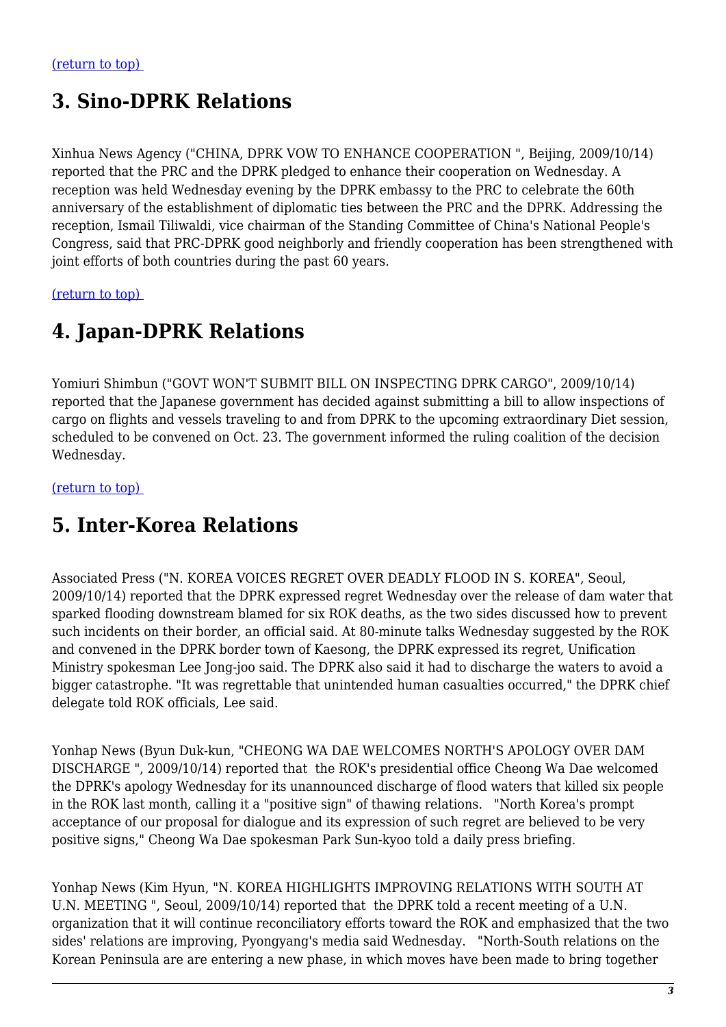(return to top)

## 3. Sino-DPRK Relations

Xinhua News Agency ("CHINA, DPRK VOW TO ENHANCE COOPERATION ", Beijing, 2009/10/14) reported that the PRC and the DPRK pledged to enhance their cooperation on Wednesday. A reception was held Wednesday evening by the DPRK embassy to the PRC to celebrate the 60th anniversary of the establishment of diplomatic ties between the PRC and the DPRK. Addressing the reception, Ismail Tiliwaldi, vice chairman of the Standing Committee of China's National People's Congress, said that PRC-DPRK good neighborly and friendly cooperation has been strengthened with joint efforts of both countries during the past 60 years.

(return to top)

## 4. Japan-DPRK Relations

Yomiuri Shimbun ("GOVT WON'T SUBMIT BILL ON INSPECTING DPRK CARGO", 2009/10/14) reported that the Japanese government has decided against submitting a bill to allow inspections of cargo on flights and vessels traveling to and from DPRK to the upcoming extraordinary Diet session, scheduled to be convened on Oct. 23. The government informed the ruling coalition of the decision Wednesday.

(return to top)

## 5. Inter-Korea Relations

Associated Press ("N. KOREA VOICES REGRET OVER DEADLY FLOOD IN S. KOREA", Seoul, 2009/10/14) reported that the DPRK expressed regret Wednesday over the release of dam water that sparked flooding downstream blamed for six ROK deaths, as the two sides discussed how to prevent such incidents on their border, an official said. At 80-minute talks Wednesday suggested by the ROK and convened in the DPRK border town of Kaesong, the DPRK expressed its regret, Unification Ministry spokesman Lee Jong-joo said. The DPRK also said it had to discharge the waters to avoid a bigger catastrophe. "It was regrettable that unintended human casualties occurred," the DPRK chief delegate told ROK officials, Lee said.

Yonhap News (Byun Duk-kun, "CHEONG WA DAE WELCOMES NORTH'S APOLOGY OVER DAM DISCHARGE ", 2009/10/14) reported that the ROK's presidential office Cheong Wa Dae welcomed the DPRK's apology Wednesday for its unannounced discharge of flood waters that killed six people in the ROK last month, calling it a "positive sign" of thawing relations. "North Korea's prompt acceptance of our proposal for dialogue and its expression of such regret are believed to be very positive signs," Cheong Wa Dae spokesman Park Sun-kyoo told a daily press briefing.

Yonhap News (Kim Hyun, "N. KOREA HIGHLIGHTS IMPROVING RELATIONS WITH SOUTH AT U.N. MEETING ", Seoul, 2009/10/14) reported that the DPRK told a recent meeting of a U.N. organization that it will continue reconciliatory efforts toward the ROK and emphasized that the two sides' relations are improving, Pyongyang's media said Wednesday. "North-South relations on the Korean Peninsula are are entering a new phase, in which moves have been made to bring together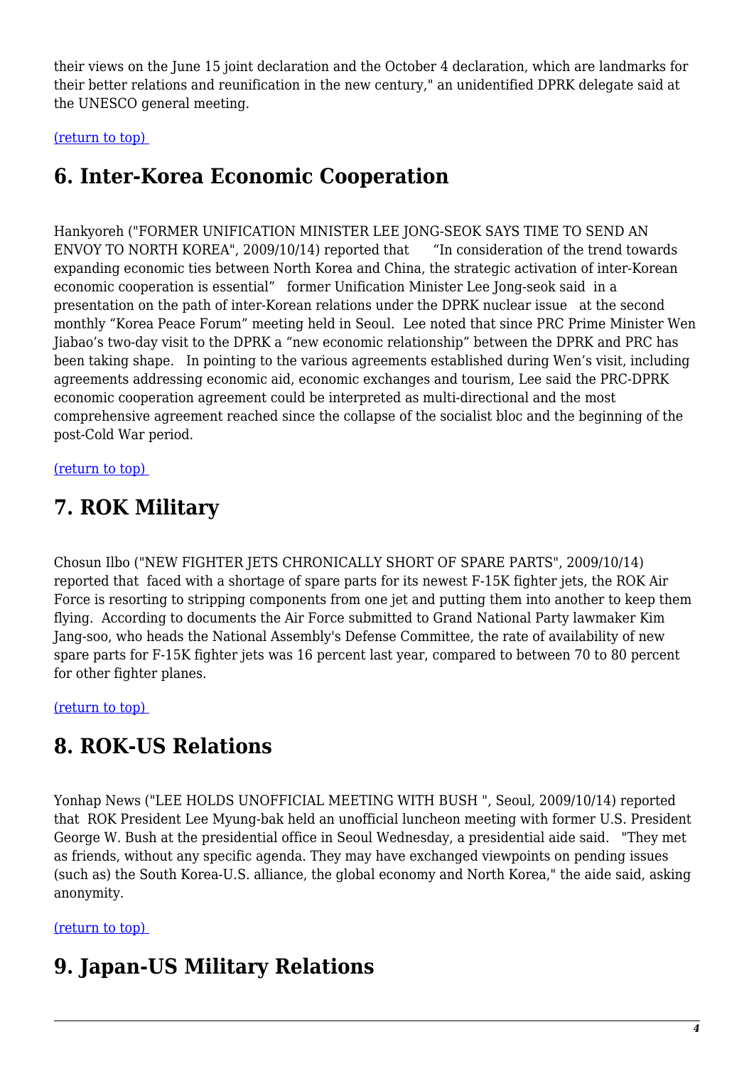their views on the June 15 joint declaration and the October 4 declaration, which are landmarks for their better relations and reunification in the new century," an unidentified DPRK delegate said at the UNESCO general meeting.

(return to top)

## 6. Inter-Korea Economic Cooperation

Hankyoreh ("FORMER UNIFICATION MINISTER LEE JONG-SEOK SAYS TIME TO SEND AN ENVOY TO NORTH KOREA", 2009/10/14) reported that "In consideration of the trend towards expanding economic ties between North Korea and China, the strategic activation of inter-Korean economic cooperation is essential" former Unification Minister Lee Jong-seok said in a presentation on the path of inter-Korean relations under the DPRK nuclear issue at the second monthly "Korea Peace Forum" meeting held in Seoul. Lee noted that since PRC Prime Minister Wen Jiabao's two-day visit to the DPRK a "new economic relationship" between the DPRK and PRC has been taking shape. In pointing to the various agreements established during Wen's visit, including agreements addressing economic aid, economic exchanges and tourism, Lee said the PRC-DPRK economic cooperation agreement could be interpreted as multi-directional and the most comprehensive agreement reached since the collapse of the socialist bloc and the beginning of the post-Cold War period.

(return to top)

## 7. ROK Military

Chosun Ilbo ("NEW FIGHTER JETS CHRONICALLY SHORT OF SPARE PARTS", 2009/10/14) reported that faced with a shortage of spare parts for its newest F-15K fighter jets, the ROK Air Force is resorting to stripping components from one jet and putting them into another to keep them flying. According to documents the Air Force submitted to Grand National Party lawmaker Kim Jang-soo, who heads the National Assembly's Defense Committee, the rate of availability of new spare parts for F-15K fighter jets was 16 percent last year, compared to between 70 to 80 percent for other fighter planes.

(return to top)

## 8. ROK-US Relations

Yonhap News ("LEE HOLDS UNOFFICIAL MEETING WITH BUSH ", Seoul, 2009/10/14) reported that ROK President Lee Myung-bak held an unofficial luncheon meeting with former U.S. President George W. Bush at the presidential office in Seoul Wednesday, a presidential aide said. "They met as friends, without any specific agenda. They may have exchanged viewpoints on pending issues (such as) the South Korea-U.S. alliance, the global economy and North Korea," the aide said, asking anonymity.

(return to top)

## 9. Japan-US Military Relations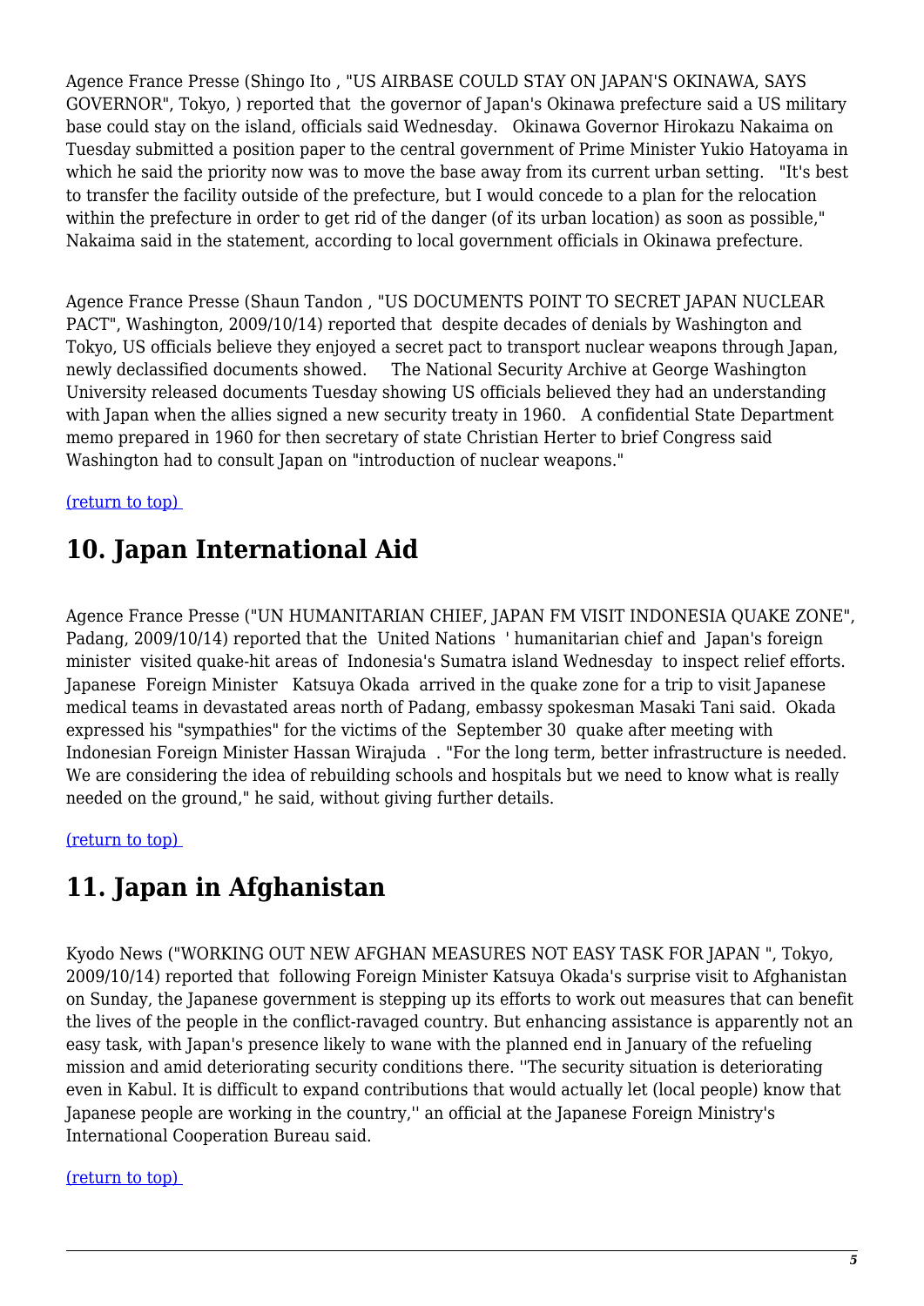Agence France Presse (Shingo Ito , "US AIRBASE COULD STAY ON JAPAN'S OKINAWA, SAYS GOVERNOR", Tokyo, ) reported that the governor of Japan's Okinawa prefecture said a US military base could stay on the island, officials said Wednesday. Okinawa Governor Hirokazu Nakaima on Tuesday submitted a position paper to the central government of Prime Minister Yukio Hatoyama in which he said the priority now was to move the base away from its current urban setting. "It's best to transfer the facility outside of the prefecture, but I would concede to a plan for the relocation within the prefecture in order to get rid of the danger (of its urban location) as soon as possible," Nakaima said in the statement, according to local government officials in Okinawa prefecture.

Agence France Presse (Shaun Tandon , "US DOCUMENTS POINT TO SECRET JAPAN NUCLEAR PACT", Washington, 2009/10/14) reported that despite decades of denials by Washington and Tokyo, US officials believe they enjoyed a secret pact to transport nuclear weapons through Japan, newly declassified documents showed. The National Security Archive at George Washington University released documents Tuesday showing US officials believed they had an understanding with Japan when the allies signed a new security treaty in 1960. A confidential State Department memo prepared in 1960 for then secretary of state Christian Herter to brief Congress said Washington had to consult Japan on "introduction of nuclear weapons."

(return to top)

## 10. Japan International Aid

Agence France Presse ("UN HUMANITARIAN CHIEF, JAPAN FM VISIT INDONESIA QUAKE ZONE", Padang, 2009/10/14) reported that the United Nations ' humanitarian chief and Japan's foreign minister visited quake-hit areas of Indonesia's Sumatra island Wednesday to inspect relief efforts. Japanese Foreign Minister Katsuya Okada arrived in the quake zone for a trip to visit Japanese medical teams in devastated areas north of Padang, embassy spokesman Masaki Tani said. Okada expressed his "sympathies" for the victims of the September 30 quake after meeting with Indonesian Foreign Minister Hassan Wirajuda . "For the long term, better infrastructure is needed. We are considering the idea of rebuilding schools and hospitals but we need to know what is really needed on the ground," he said, without giving further details.

(return to top)

## 11. Japan in Afghanistan

Kyodo News ("WORKING OUT NEW AFGHAN MEASURES NOT EASY TASK FOR JAPAN ", Tokyo, 2009/10/14) reported that following Foreign Minister Katsuya Okada's surprise visit to Afghanistan on Sunday, the Japanese government is stepping up its efforts to work out measures that can benefit the lives of the people in the conflict-ravaged country. But enhancing assistance is apparently not an easy task, with Japan's presence likely to wane with the planned end in January of the refueling mission and amid deteriorating security conditions there. ''The security situation is deteriorating even in Kabul. It is difficult to expand contributions that would actually let (local people) know that Japanese people are working in the country,'' an official at the Japanese Foreign Ministry's International Cooperation Bureau said.

(return to top)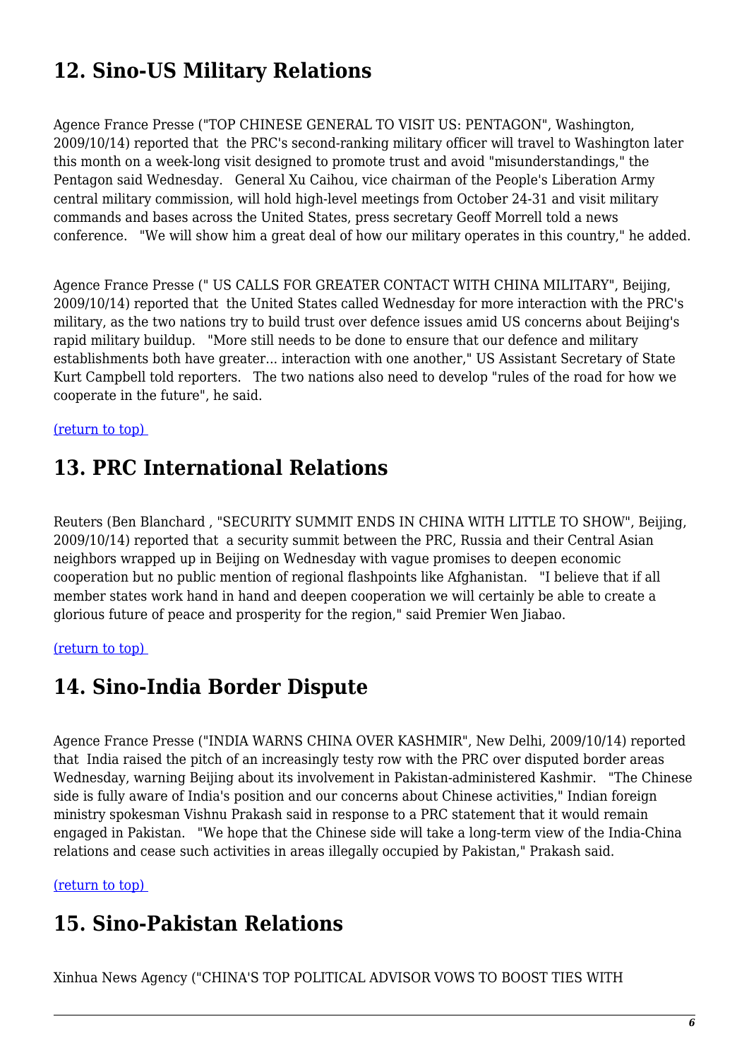## 12. Sino-US Military Relations

Agence France Presse ("TOP CHINESE GENERAL TO VISIT US: PENTAGON", Washington, 2009/10/14) reported that the PRC's second-ranking military officer will travel to Washington later this month on a week-long visit designed to promote trust and avoid "misunderstandings," the Pentagon said Wednesday. General Xu Caihou, vice chairman of the People's Liberation Army central military commission, will hold high-level meetings from October 24-31 and visit military commands and bases across the United States, press secretary Geoff Morrell told a news conference. "We will show him a great deal of how our military operates in this country," he added.

Agence France Presse (" US CALLS FOR GREATER CONTACT WITH CHINA MILITARY", Beijing, 2009/10/14) reported that the United States called Wednesday for more interaction with the PRC's military, as the two nations try to build trust over defence issues amid US concerns about Beijing's rapid military buildup. "More still needs to be done to ensure that our defence and military establishments both have greater... interaction with one another," US Assistant Secretary of State Kurt Campbell told reporters. The two nations also need to develop "rules of the road for how we cooperate in the future", he said.

(return to top)

## 13. PRC International Relations

Reuters (Ben Blanchard , "SECURITY SUMMIT ENDS IN CHINA WITH LITTLE TO SHOW", Beijing, 2009/10/14) reported that a security summit between the PRC, Russia and their Central Asian neighbors wrapped up in Beijing on Wednesday with vague promises to deepen economic cooperation but no public mention of regional flashpoints like Afghanistan. "I believe that if all member states work hand in hand and deepen cooperation we will certainly be able to create a glorious future of peace and prosperity for the region," said Premier Wen Jiabao.

(return to top)

## 14. Sino-India Border Dispute

Agence France Presse ("INDIA WARNS CHINA OVER KASHMIR", New Delhi, 2009/10/14) reported that India raised the pitch of an increasingly testy row with the PRC over disputed border areas Wednesday, warning Beijing about its involvement in Pakistan-administered Kashmir. "The Chinese side is fully aware of India's position and our concerns about Chinese activities," Indian foreign ministry spokesman Vishnu Prakash said in response to a PRC statement that it would remain engaged in Pakistan. "We hope that the Chinese side will take a long-term view of the India-China relations and cease such activities in areas illegally occupied by Pakistan," Prakash said.

(return to top)

## 15. Sino-Pakistan Relations

Xinhua News Agency ("CHINA'S TOP POLITICAL ADVISOR VOWS TO BOOST TIES WITH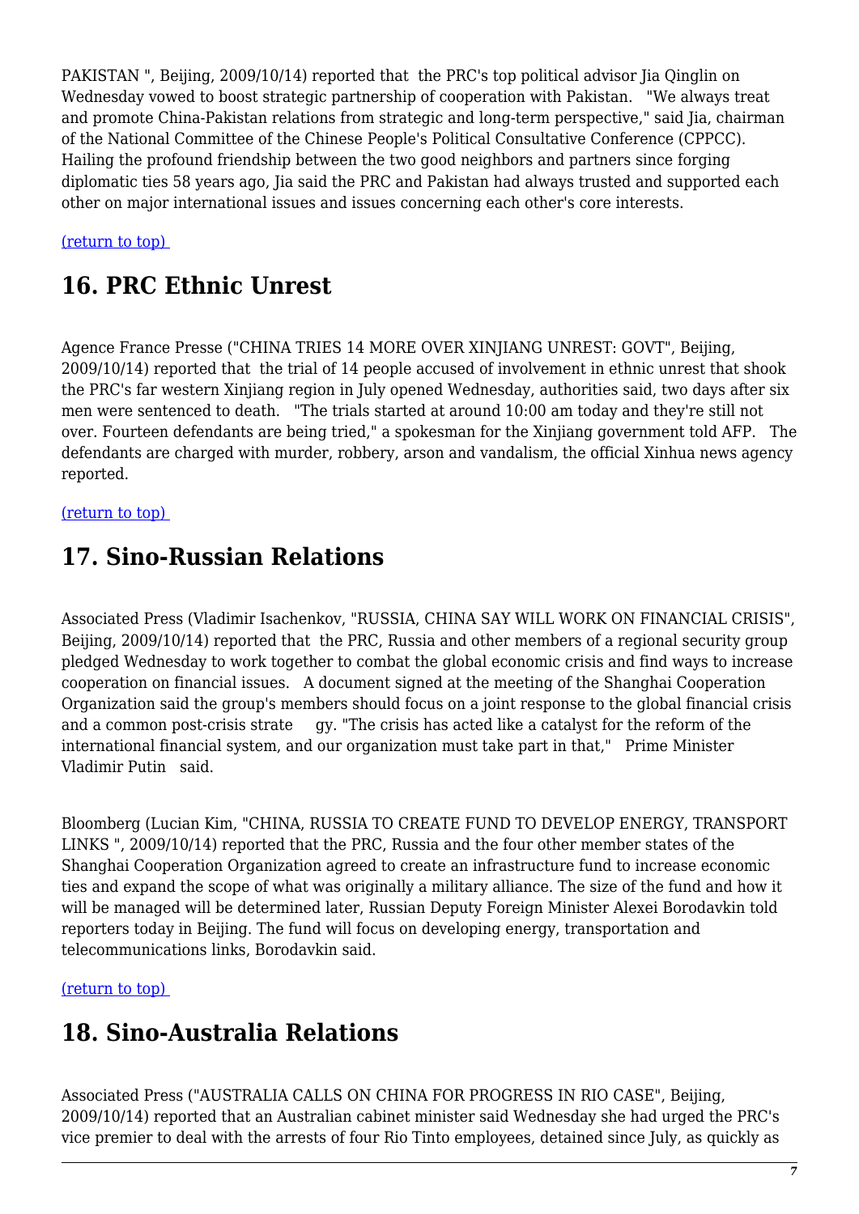PAKISTAN ", Beijing, 2009/10/14) reported that the PRC's top political advisor Jia Qinglin on Wednesday vowed to boost strategic partnership of cooperation with Pakistan. "We always treat and promote China-Pakistan relations from strategic and long-term perspective," said Jia, chairman of the National Committee of the Chinese People's Political Consultative Conference (CPPCC). Hailing the profound friendship between the two good neighbors and partners since forging diplomatic ties 58 years ago, Jia said the PRC and Pakistan had always trusted and supported each other on major international issues and issues concerning each other's core interests.

(return to top)

## 16. PRC Ethnic Unrest

Agence France Presse ("CHINA TRIES 14 MORE OVER XINJIANG UNREST: GOVT", Beijing, 2009/10/14) reported that the trial of 14 people accused of involvement in ethnic unrest that shook the PRC's far western Xinjiang region in July opened Wednesday, authorities said, two days after six men were sentenced to death. "The trials started at around 10:00 am today and they're still not over. Fourteen defendants are being tried," a spokesman for the Xinjiang government told AFP. The defendants are charged with murder, robbery, arson and vandalism, the official Xinhua news agency reported.

(return to top)

## 17. Sino-Russian Relations

Associated Press (Vladimir Isachenkov, "RUSSIA, CHINA SAY WILL WORK ON FINANCIAL CRISIS", Beijing, 2009/10/14) reported that the PRC, Russia and other members of a regional security group pledged Wednesday to work together to combat the global economic crisis and find ways to increase cooperation on financial issues. A document signed at the meeting of the Shanghai Cooperation Organization said the group's members should focus on a joint response to the global financial crisis and a common post-crisis strategy. "The crisis has acted like a catalyst for the reform of the international financial system, and our organization must take part in that," Prime Minister Vladimir Putin said.

Bloomberg (Lucian Kim, "CHINA, RUSSIA TO CREATE FUND TO DEVELOP ENERGY, TRANSPORT LINKS ", 2009/10/14) reported that the PRC, Russia and the four other member states of the Shanghai Cooperation Organization agreed to create an infrastructure fund to increase economic ties and expand the scope of what was originally a military alliance. The size of the fund and how it will be managed will be determined later, Russian Deputy Foreign Minister Alexei Borodavkin told reporters today in Beijing. The fund will focus on developing energy, transportation and telecommunications links, Borodavkin said.

(return to top)

## 18. Sino-Australia Relations

Associated Press ("AUSTRALIA CALLS ON CHINA FOR PROGRESS IN RIO CASE", Beijing, 2009/10/14) reported that an Australian cabinet minister said Wednesday she had urged the PRC's vice premier to deal with the arrests of four Rio Tinto employees, detained since July, as quickly as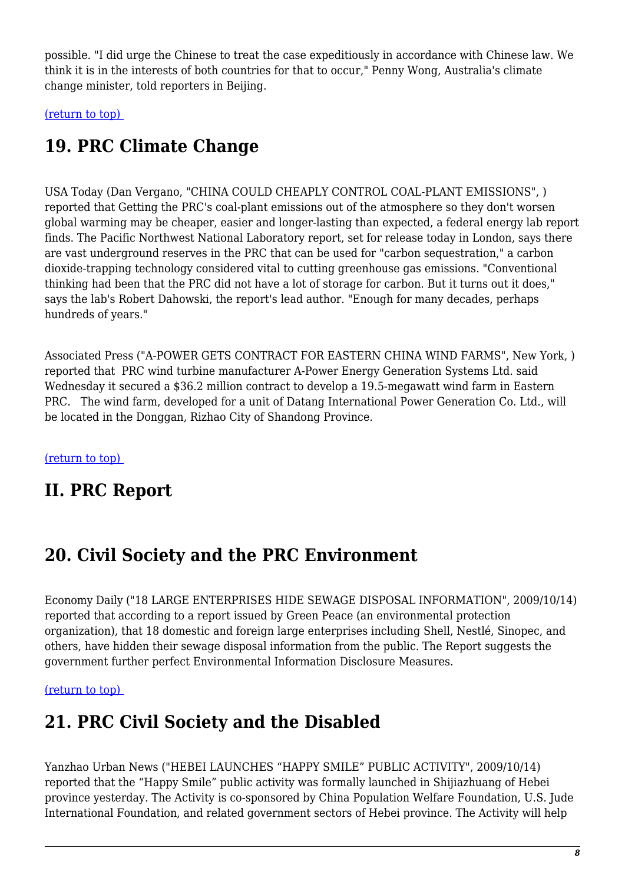possible. "I did urge the Chinese to treat the case expeditiously in accordance with Chinese law. We think it is in the interests of both countries for that to occur," Penny Wong, Australia's climate change minister, told reporters in Beijing.

(return to top)

## 19. PRC Climate Change

USA Today (Dan Vergano, "CHINA COULD CHEAPLY CONTROL COAL-PLANT EMISSIONS", ) reported that Getting the PRC's coal-plant emissions out of the atmosphere so they don't worsen global warming may be cheaper, easier and longer-lasting than expected, a federal energy lab report finds. The Pacific Northwest National Laboratory report, set for release today in London, says there are vast underground reserves in the PRC that can be used for "carbon sequestration," a carbon dioxide-trapping technology considered vital to cutting greenhouse gas emissions. "Conventional thinking had been that the PRC did not have a lot of storage for carbon. But it turns out it does," says the lab's Robert Dahowski, the report's lead author. "Enough for many decades, perhaps hundreds of years."

Associated Press ("A-POWER GETS CONTRACT FOR EASTERN CHINA WIND FARMS", New York, ) reported that PRC wind turbine manufacturer A-Power Energy Generation Systems Ltd. said Wednesday it secured a $36.2 million contract to develop a 19.5-megawatt wind farm in Eastern PRC. The wind farm, developed for a unit of Datang International Power Generation Co. Ltd., will be located in the Donggan, Rizhao City of Shandong Province.

(return to top)

## II. PRC Report

## 20. Civil Society and the PRC Environment

Economy Daily ("18 LARGE ENTERPRISES HIDE SEWAGE DISPOSAL INFORMATION", 2009/10/14) reported that according to a report issued by Green Peace (an environmental protection organization), that 18 domestic and foreign large enterprises including Shell, Nestlé, Sinopec, and others, have hidden their sewage disposal information from the public. The Report suggests the government further perfect Environmental Information Disclosure Measures.

(return to top)

## 21. PRC Civil Society and the Disabled

Yanzhao Urban News ("HEBEI LAUNCHES "HAPPY SMILE" PUBLIC ACTIVITY", 2009/10/14) reported that the "Happy Smile" public activity was formally launched in Shijiazhuang of Hebei province yesterday. The Activity is co-sponsored by China Population Welfare Foundation, U.S. Jude International Foundation, and related government sectors of Hebei province. The Activity will help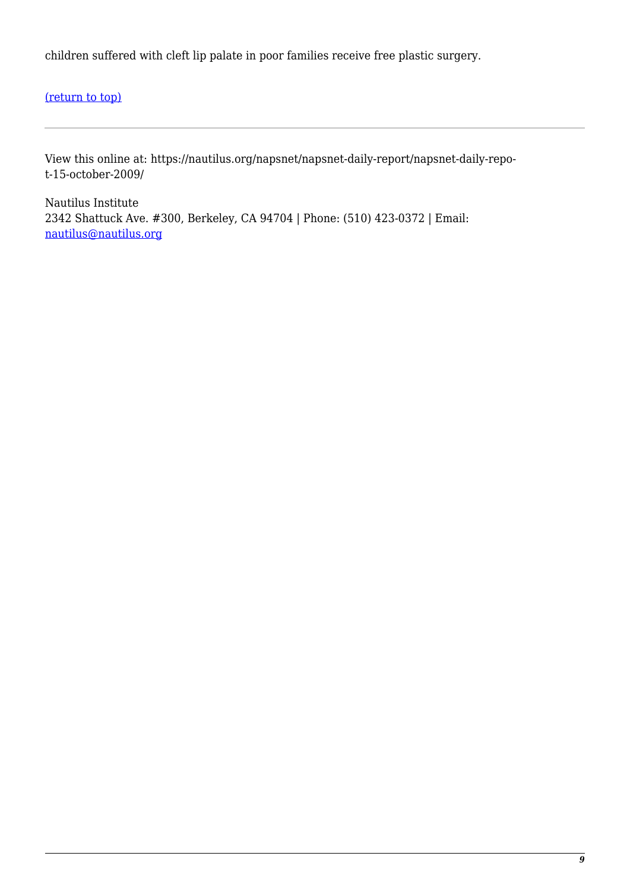children suffered with cleft lip palate in poor families receive free plastic surgery.

(return to top)

---

View this online at: https://nautilus.org/napsnet/napsnet-daily-report/napsnet-daily-report-15-october-2009/

Nautilus Institute
2342 Shattuck Ave. #300, Berkeley, CA 94704 | Phone: (510) 423-0372 | Email: nautilus@nautilus.org